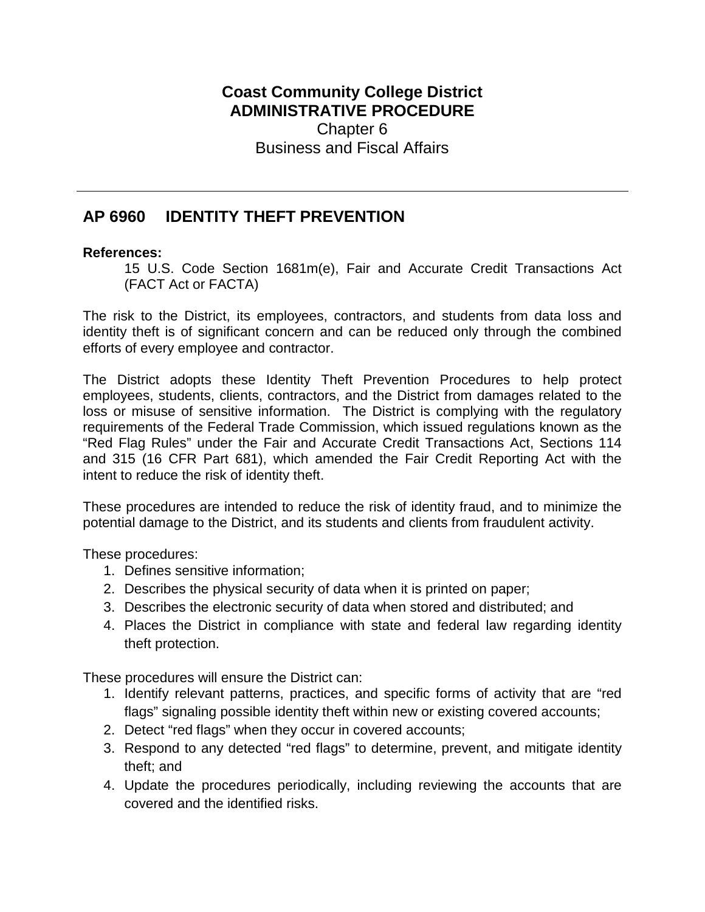**Coast Community College District**
**ADMINISTRATIVE PROCEDURE**
Chapter 6
Business and Fiscal Affairs

---

## AP 6960 IDENTITY THEFT PREVENTION

**References:**

15 U.S. Code Section 1681m(e), Fair and Accurate Credit Transactions Act (FACT Act or FACTA)

The risk to the District, its employees, contractors, and students from data loss and identity theft is of significant concern and can be reduced only through the combined efforts of every employee and contractor.

The District adopts these Identity Theft Prevention Procedures to help protect employees, students, clients, contractors, and the District from damages related to the loss or misuse of sensitive information. The District is complying with the regulatory requirements of the Federal Trade Commission, which issued regulations known as the "Red Flag Rules" under the Fair and Accurate Credit Transactions Act, Sections 114 and 315 (16 CFR Part 681), which amended the Fair Credit Reporting Act with the intent to reduce the risk of identity theft.

These procedures are intended to reduce the risk of identity fraud, and to minimize the potential damage to the District, and its students and clients from fraudulent activity.

These procedures:

1. Defines sensitive information;
2. Describes the physical security of data when it is printed on paper;
3. Describes the electronic security of data when stored and distributed; and
4. Places the District in compliance with state and federal law regarding identity theft protection.

These procedures will ensure the District can:

1. Identify relevant patterns, practices, and specific forms of activity that are "red flags" signaling possible identity theft within new or existing covered accounts;
2. Detect "red flags" when they occur in covered accounts;
3. Respond to any detected "red flags" to determine, prevent, and mitigate identity theft; and
4. Update the procedures periodically, including reviewing the accounts that are covered and the identified risks.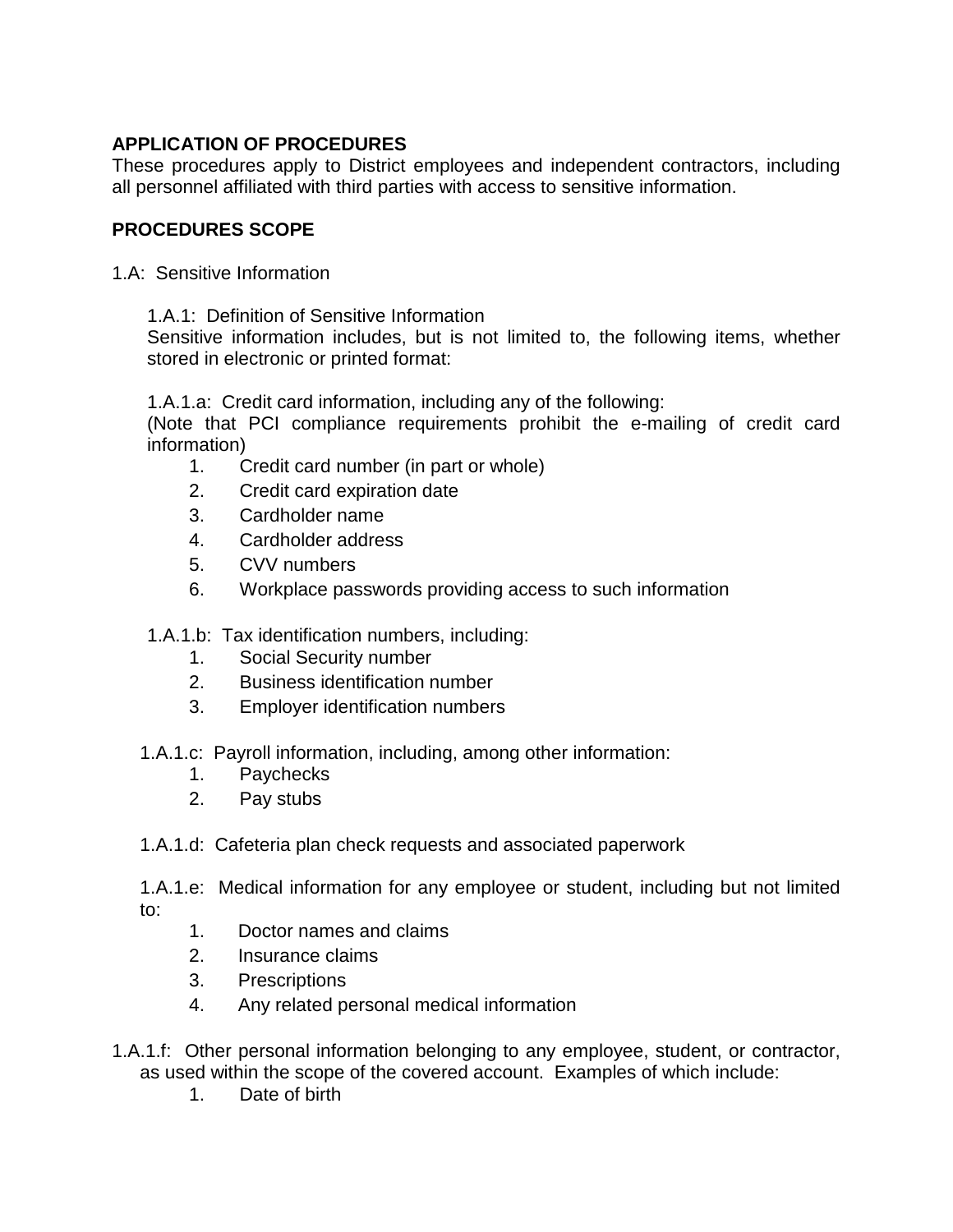## APPLICATION OF PROCEDURES

These procedures apply to District employees and independent contractors, including all personnel affiliated with third parties with access to sensitive information.

## PROCEDURES SCOPE

1.A: Sensitive Information

1.A.1: Definition of Sensitive Information

Sensitive information includes, but is not limited to, the following items, whether stored in electronic or printed format:

1.A.1.a: Credit card information, including any of the following:
(Note that PCI compliance requirements prohibit the e-mailing of credit card information)

1. Credit card number (in part or whole)
2. Credit card expiration date
3. Cardholder name
4. Cardholder address
5. CVV numbers
6. Workplace passwords providing access to such information

1.A.1.b: Tax identification numbers, including:

1. Social Security number
2. Business identification number
3. Employer identification numbers

1.A.1.c: Payroll information, including, among other information:

1. Paychecks
2. Pay stubs

1.A.1.d: Cafeteria plan check requests and associated paperwork

1.A.1.e: Medical information for any employee or student, including but not limited to:

1. Doctor names and claims
2. Insurance claims
3. Prescriptions
4. Any related personal medical information

1.A.1.f: Other personal information belonging to any employee, student, or contractor, as used within the scope of the covered account. Examples of which include:

1. Date of birth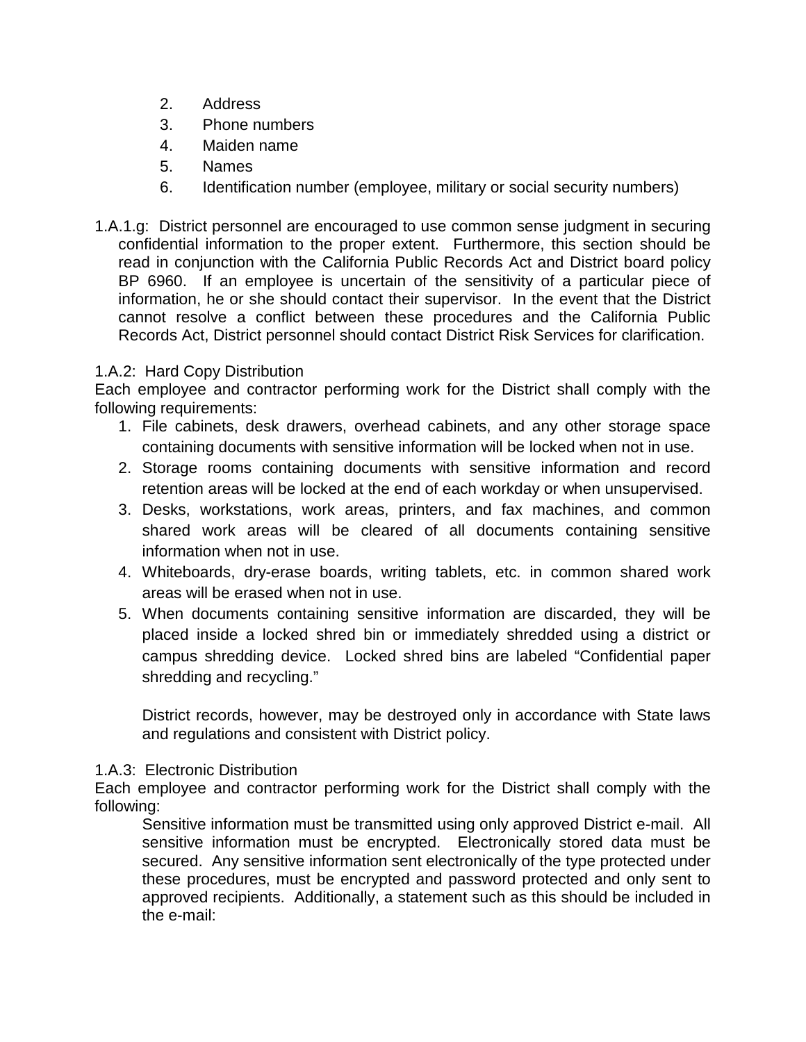2. Address
3. Phone numbers
4. Maiden name
5. Names
6. Identification number (employee, military or social security numbers)

1.A.1.g: District personnel are encouraged to use common sense judgment in securing confidential information to the proper extent. Furthermore, this section should be read in conjunction with the California Public Records Act and District board policy BP 6960. If an employee is uncertain of the sensitivity of a particular piece of information, he or she should contact their supervisor. In the event that the District cannot resolve a conflict between these procedures and the California Public Records Act, District personnel should contact District Risk Services for clarification.

1.A.2: Hard Copy Distribution

Each employee and contractor performing work for the District shall comply with the following requirements:

1. File cabinets, desk drawers, overhead cabinets, and any other storage space containing documents with sensitive information will be locked when not in use.
2. Storage rooms containing documents with sensitive information and record retention areas will be locked at the end of each workday or when unsupervised.
3. Desks, workstations, work areas, printers, and fax machines, and common shared work areas will be cleared of all documents containing sensitive information when not in use.
4. Whiteboards, dry-erase boards, writing tablets, etc. in common shared work areas will be erased when not in use.
5. When documents containing sensitive information are discarded, they will be placed inside a locked shred bin or immediately shredded using a district or campus shredding device. Locked shred bins are labeled "Confidential paper shredding and recycling."

   District records, however, may be destroyed only in accordance with State laws and regulations and consistent with District policy.

1.A.3: Electronic Distribution

Each employee and contractor performing work for the District shall comply with the following:

Sensitive information must be transmitted using only approved District e-mail. All sensitive information must be encrypted. Electronically stored data must be secured. Any sensitive information sent electronically of the type protected under these procedures, must be encrypted and password protected and only sent to approved recipients. Additionally, a statement such as this should be included in the e-mail: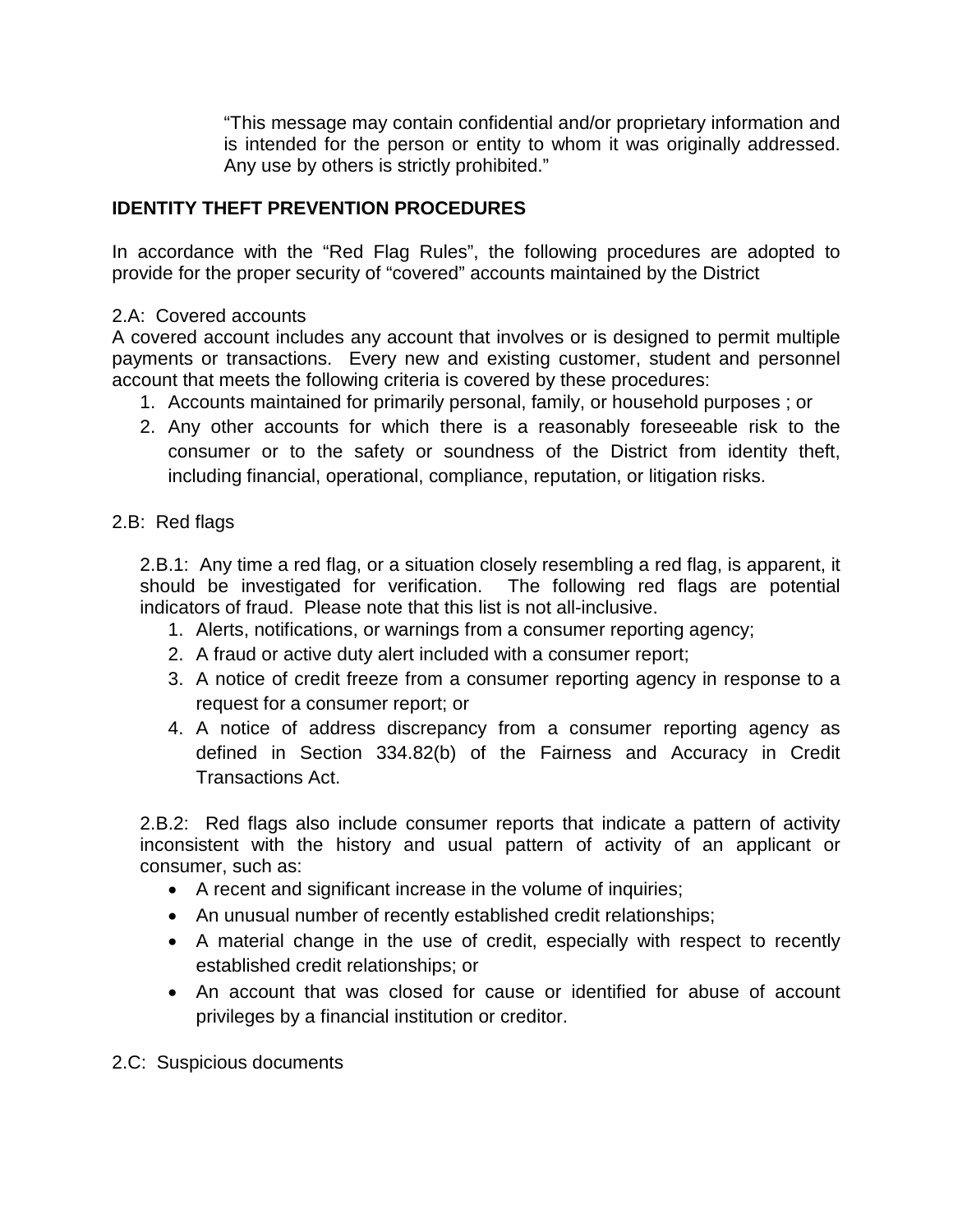"This message may contain confidential and/or proprietary information and is intended for the person or entity to whom it was originally addressed. Any use by others is strictly prohibited."

**IDENTITY THEFT PREVENTION PROCEDURES**

In accordance with the "Red Flag Rules", the following procedures are adopted to provide for the proper security of "covered" accounts maintained by the District

2.A: Covered accounts

A covered account includes any account that involves or is designed to permit multiple payments or transactions. Every new and existing customer, student and personnel account that meets the following criteria is covered by these procedures:

1. Accounts maintained for primarily personal, family, or household purposes ; or
2. Any other accounts for which there is a reasonably foreseeable risk to the consumer or to the safety or soundness of the District from identity theft, including financial, operational, compliance, reputation, or litigation risks.

2.B: Red flags

2.B.1: Any time a red flag, or a situation closely resembling a red flag, is apparent, it should be investigated for verification. The following red flags are potential indicators of fraud. Please note that this list is not all-inclusive.

1. Alerts, notifications, or warnings from a consumer reporting agency;
2. A fraud or active duty alert included with a consumer report;
3. A notice of credit freeze from a consumer reporting agency in response to a request for a consumer report; or
4. A notice of address discrepancy from a consumer reporting agency as defined in Section 334.82(b) of the Fairness and Accuracy in Credit Transactions Act.

2.B.2: Red flags also include consumer reports that indicate a pattern of activity inconsistent with the history and usual pattern of activity of an applicant or consumer, such as:

- A recent and significant increase in the volume of inquiries;
- An unusual number of recently established credit relationships;
- A material change in the use of credit, especially with respect to recently established credit relationships; or
- An account that was closed for cause or identified for abuse of account privileges by a financial institution or creditor.

2.C: Suspicious documents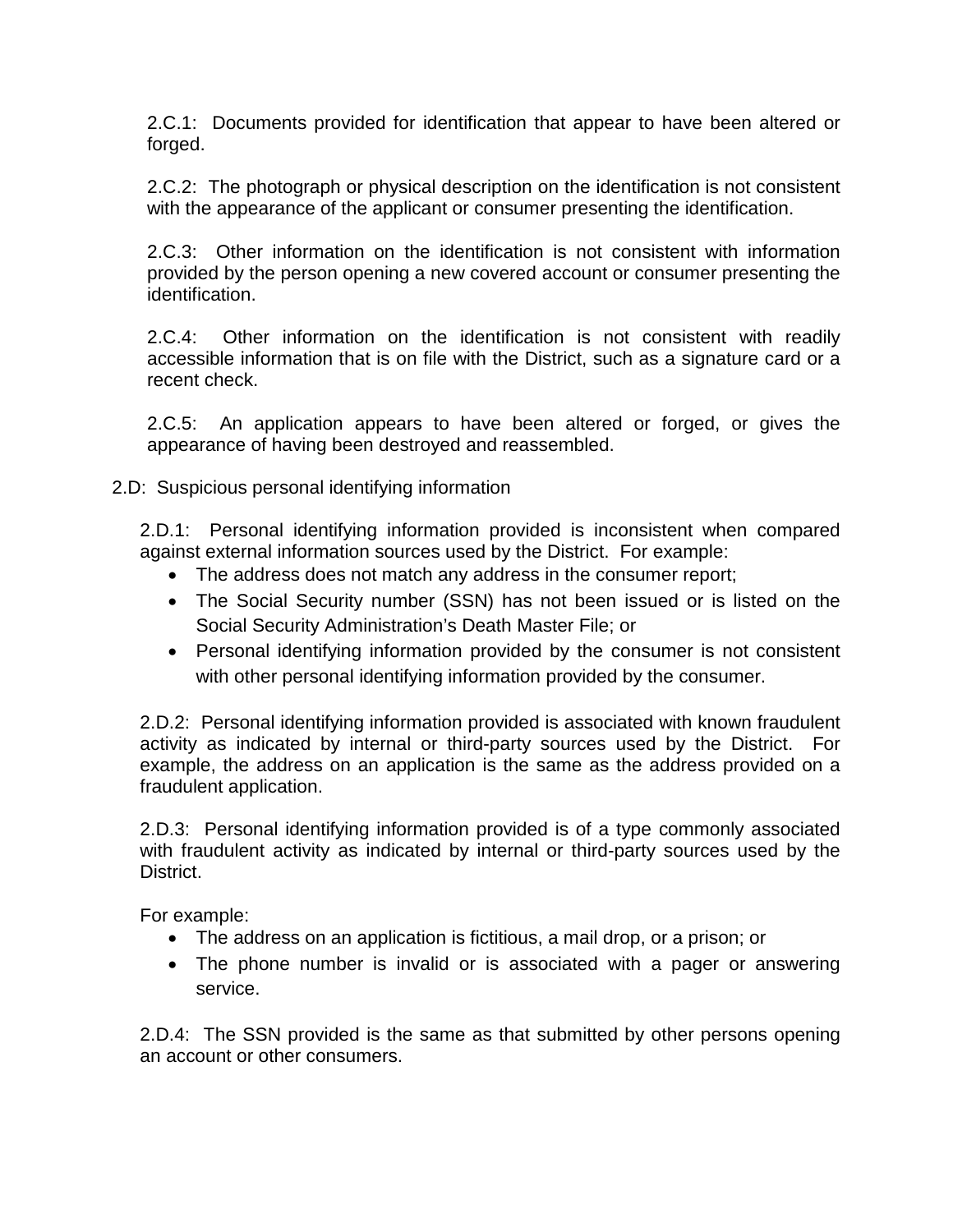2.C.1: Documents provided for identification that appear to have been altered or forged.

2.C.2: The photograph or physical description on the identification is not consistent with the appearance of the applicant or consumer presenting the identification.

2.C.3: Other information on the identification is not consistent with information provided by the person opening a new covered account or consumer presenting the identification.

2.C.4: Other information on the identification is not consistent with readily accessible information that is on file with the District, such as a signature card or a recent check.

2.C.5: An application appears to have been altered or forged, or gives the appearance of having been destroyed and reassembled.

2.D: Suspicious personal identifying information

2.D.1: Personal identifying information provided is inconsistent when compared against external information sources used by the District. For example:

- The address does not match any address in the consumer report;
- The Social Security number (SSN) has not been issued or is listed on the Social Security Administration's Death Master File; or
- Personal identifying information provided by the consumer is not consistent with other personal identifying information provided by the consumer.

2.D.2: Personal identifying information provided is associated with known fraudulent activity as indicated by internal or third-party sources used by the District. For example, the address on an application is the same as the address provided on a fraudulent application.

2.D.3: Personal identifying information provided is of a type commonly associated with fraudulent activity as indicated by internal or third-party sources used by the District.

For example:

- The address on an application is fictitious, a mail drop, or a prison; or
- The phone number is invalid or is associated with a pager or answering service.

2.D.4: The SSN provided is the same as that submitted by other persons opening an account or other consumers.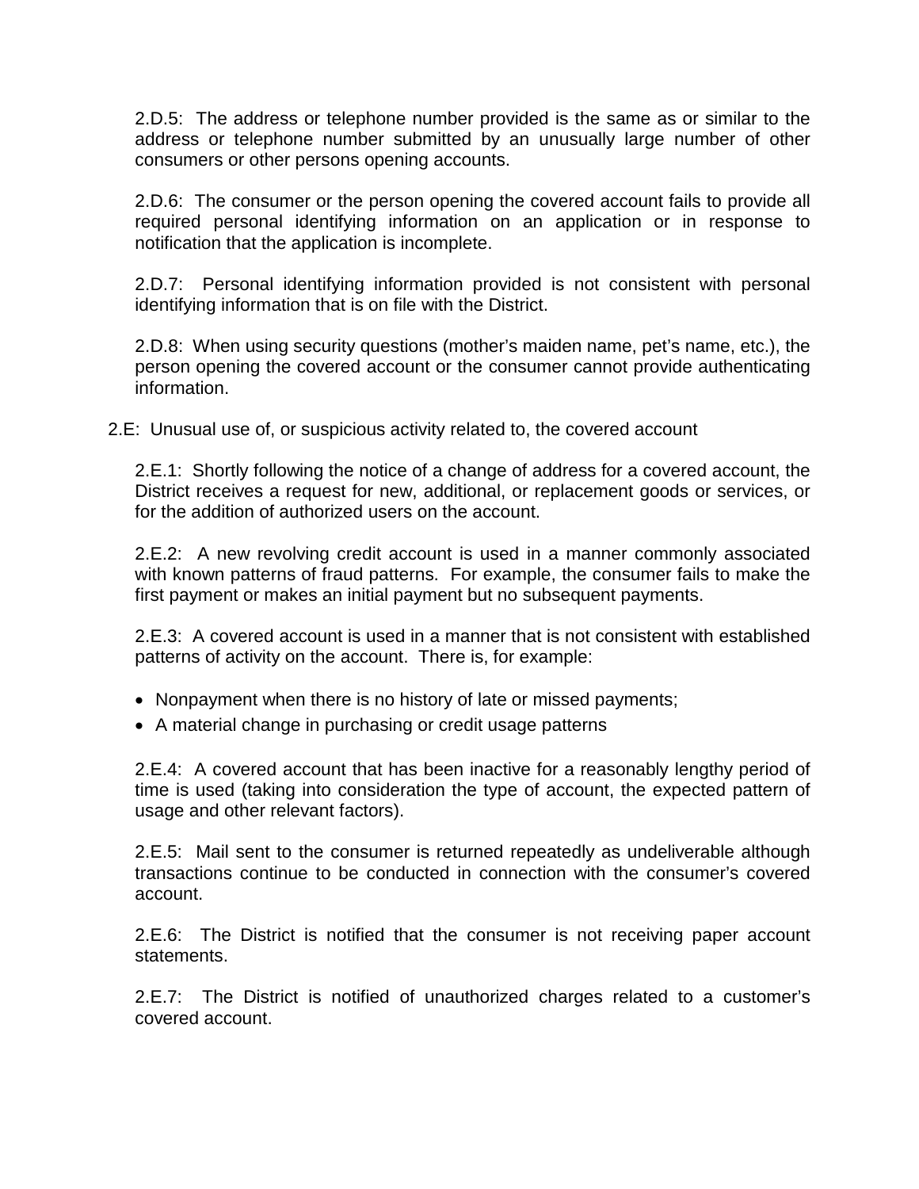2.D.5: The address or telephone number provided is the same as or similar to the address or telephone number submitted by an unusually large number of other consumers or other persons opening accounts.

2.D.6: The consumer or the person opening the covered account fails to provide all required personal identifying information on an application or in response to notification that the application is incomplete.

2.D.7: Personal identifying information provided is not consistent with personal identifying information that is on file with the District.

2.D.8: When using security questions (mother's maiden name, pet's name, etc.), the person opening the covered account or the consumer cannot provide authenticating information.

2.E: Unusual use of, or suspicious activity related to, the covered account

2.E.1: Shortly following the notice of a change of address for a covered account, the District receives a request for new, additional, or replacement goods or services, or for the addition of authorized users on the account.

2.E.2: A new revolving credit account is used in a manner commonly associated with known patterns of fraud patterns. For example, the consumer fails to make the first payment or makes an initial payment but no subsequent payments.

2.E.3: A covered account is used in a manner that is not consistent with established patterns of activity on the account. There is, for example:

- Nonpayment when there is no history of late or missed payments;
- A material change in purchasing or credit usage patterns

2.E.4: A covered account that has been inactive for a reasonably lengthy period of time is used (taking into consideration the type of account, the expected pattern of usage and other relevant factors).

2.E.5: Mail sent to the consumer is returned repeatedly as undeliverable although transactions continue to be conducted in connection with the consumer's covered account.

2.E.6: The District is notified that the consumer is not receiving paper account statements.

2.E.7: The District is notified of unauthorized charges related to a customer's covered account.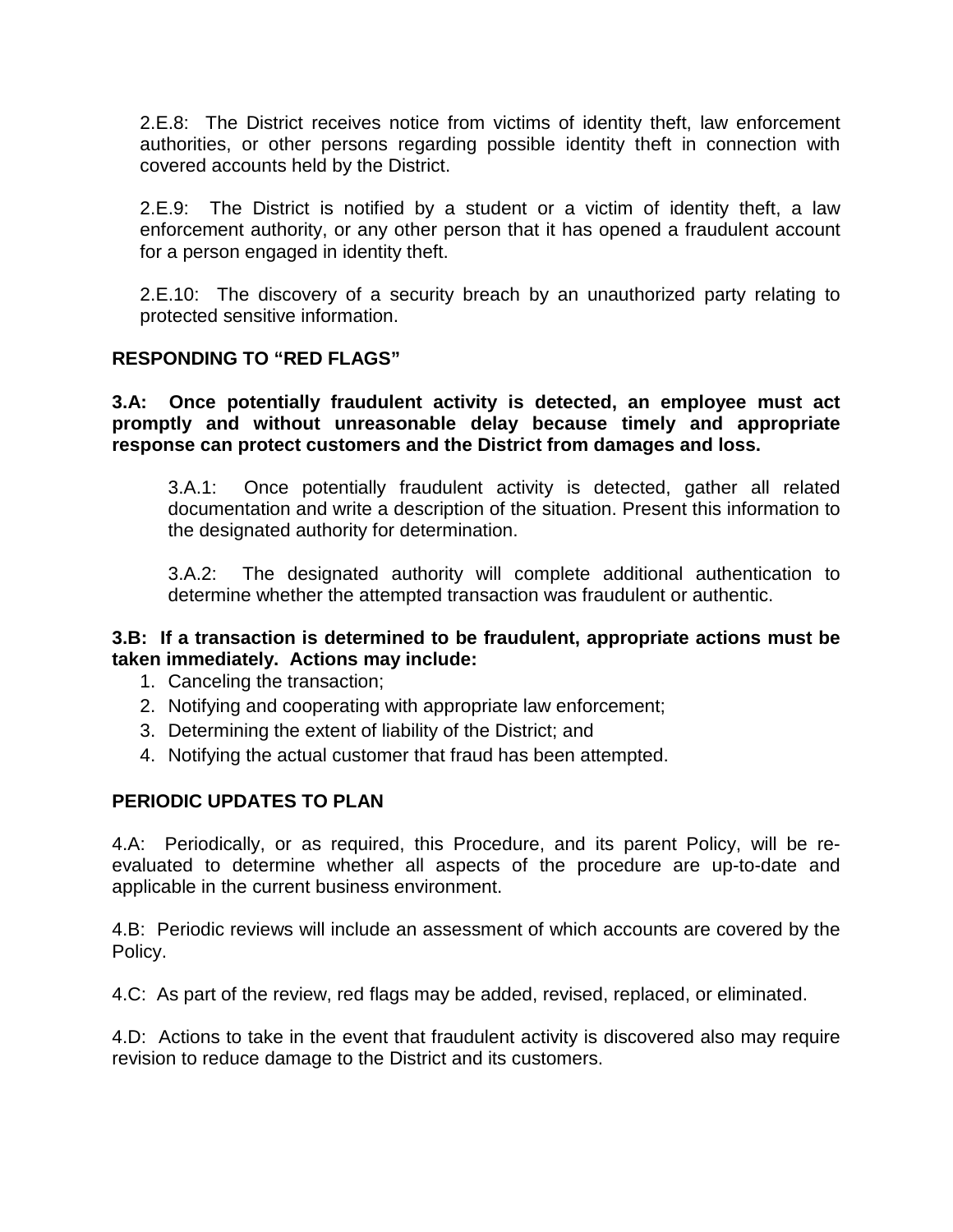2.E.8: The District receives notice from victims of identity theft, law enforcement authorities, or other persons regarding possible identity theft in connection with covered accounts held by the District.

2.E.9: The District is notified by a student or a victim of identity theft, a law enforcement authority, or any other person that it has opened a fraudulent account for a person engaged in identity theft.

2.E.10: The discovery of a security breach by an unauthorized party relating to protected sensitive information.

## RESPONDING TO "RED FLAGS"

**3.A: Once potentially fraudulent activity is detected, an employee must act promptly and without unreasonable delay because timely and appropriate response can protect customers and the District from damages and loss.**

3.A.1: Once potentially fraudulent activity is detected, gather all related documentation and write a description of the situation. Present this information to the designated authority for determination.

3.A.2: The designated authority will complete additional authentication to determine whether the attempted transaction was fraudulent or authentic.

**3.B: If a transaction is determined to be fraudulent, appropriate actions must be taken immediately. Actions may include:**

1. Canceling the transaction;
2. Notifying and cooperating with appropriate law enforcement;
3. Determining the extent of liability of the District; and
4. Notifying the actual customer that fraud has been attempted.

## PERIODIC UPDATES TO PLAN

4.A: Periodically, or as required, this Procedure, and its parent Policy, will be re-evaluated to determine whether all aspects of the procedure are up-to-date and applicable in the current business environment.

4.B: Periodic reviews will include an assessment of which accounts are covered by the Policy.

4.C: As part of the review, red flags may be added, revised, replaced, or eliminated.

4.D: Actions to take in the event that fraudulent activity is discovered also may require revision to reduce damage to the District and its customers.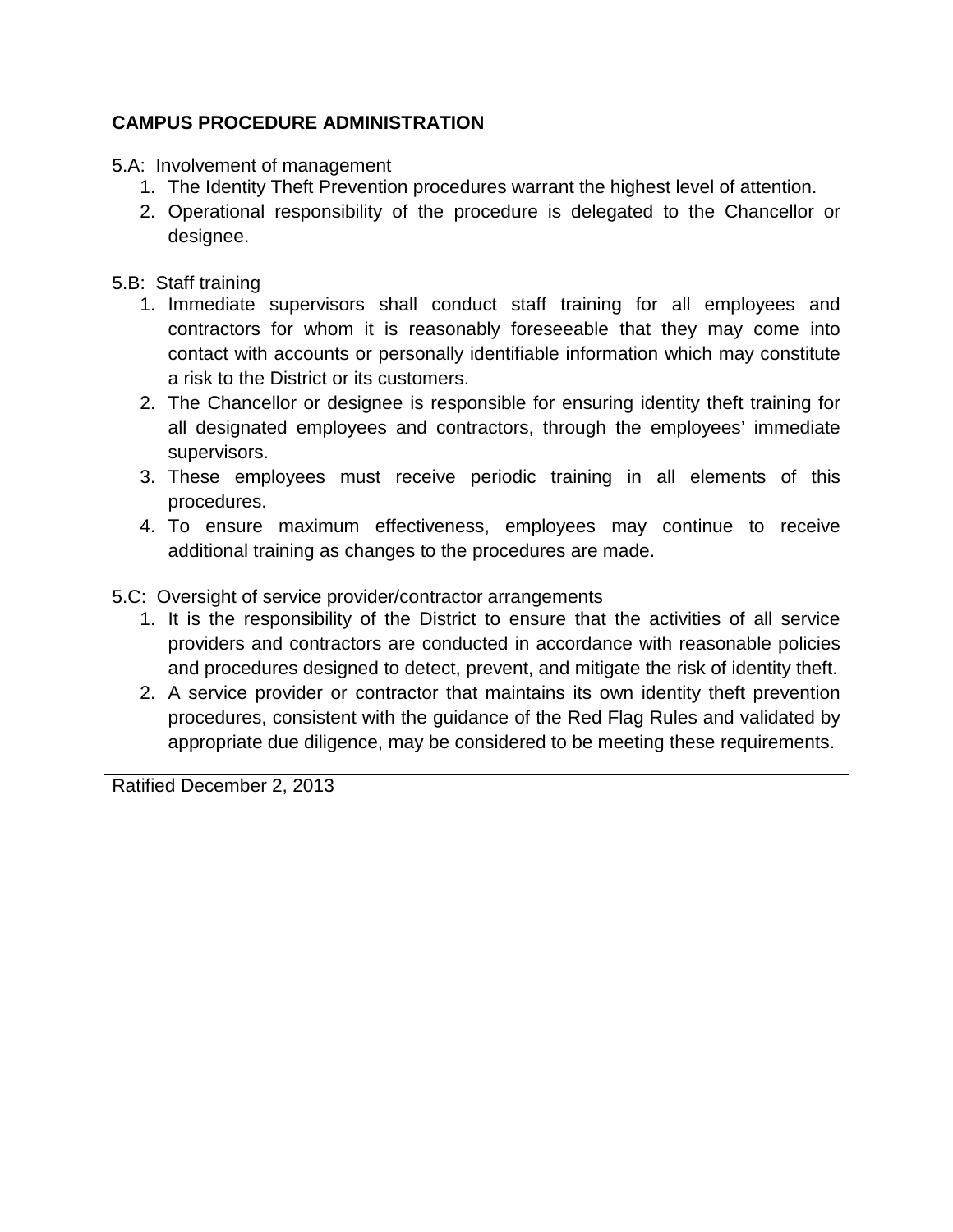**CAMPUS PROCEDURE ADMINISTRATION**

5.A: Involvement of management

1. The Identity Theft Prevention procedures warrant the highest level of attention.
2. Operational responsibility of the procedure is delegated to the Chancellor or designee.

5.B: Staff training

1. Immediate supervisors shall conduct staff training for all employees and contractors for whom it is reasonably foreseeable that they may come into contact with accounts or personally identifiable information which may constitute a risk to the District or its customers.
2. The Chancellor or designee is responsible for ensuring identity theft training for all designated employees and contractors, through the employees' immediate supervisors.
3. These employees must receive periodic training in all elements of this procedures.
4. To ensure maximum effectiveness, employees may continue to receive additional training as changes to the procedures are made.

5.C: Oversight of service provider/contractor arrangements

1. It is the responsibility of the District to ensure that the activities of all service providers and contractors are conducted in accordance with reasonable policies and procedures designed to detect, prevent, and mitigate the risk of identity theft.
2. A service provider or contractor that maintains its own identity theft prevention procedures, consistent with the guidance of the Red Flag Rules and validated by appropriate due diligence, may be considered to be meeting these requirements.

---

Ratified December 2, 2013